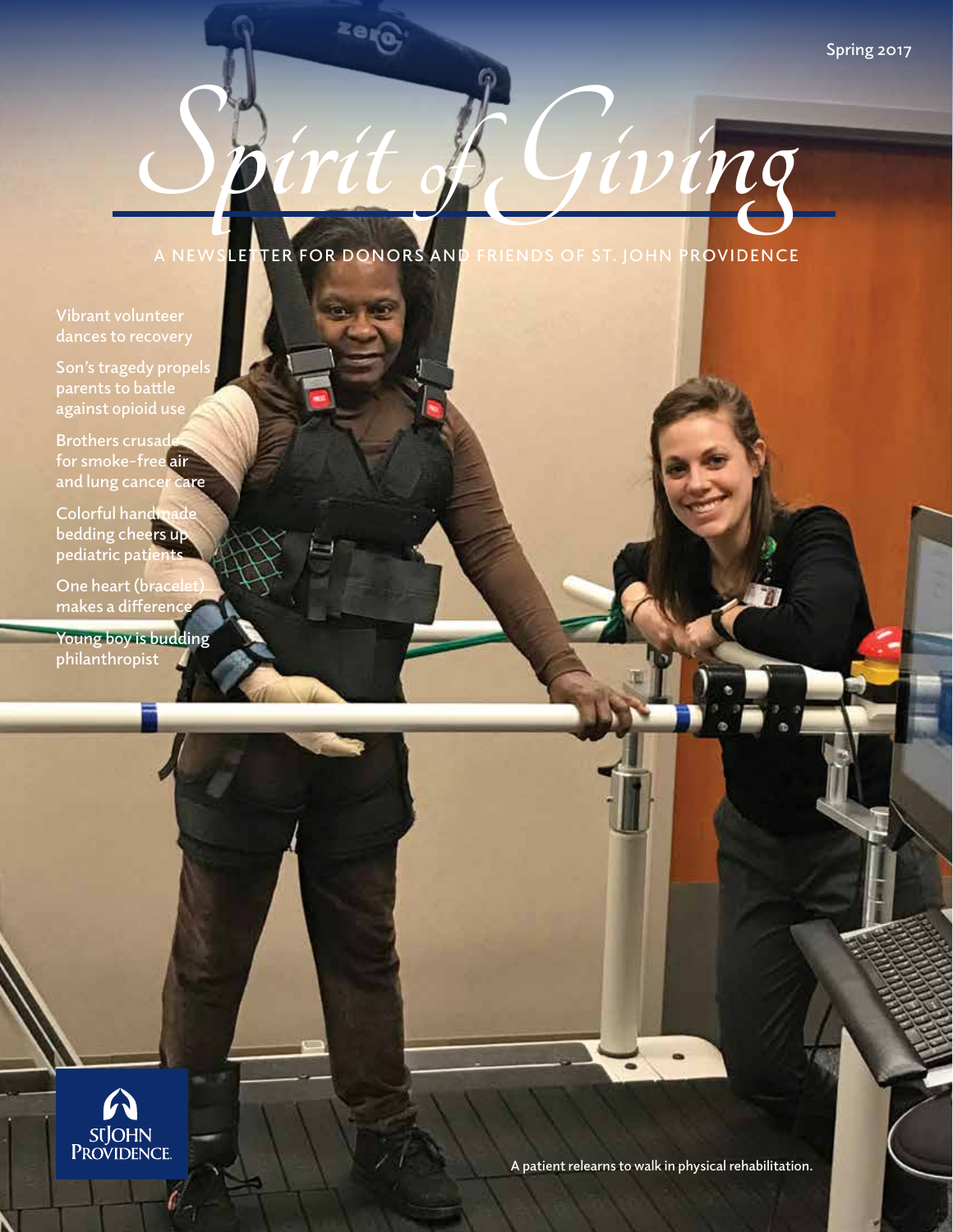Spring 2017

# Spirit of Giving

A NEWSLETTER FOR DONORS AND FRIENDS OF ST. JOHN PROVIDENCE

- Vibrant volunteer dances to recovery
- Son's tragedy propels parents to battle against opioid use
- Brothers crusade for smoke-free air and lung cancer care
- Colorful handmade bedding cheers up pediatric patients
- One heart (bracelet) makes a difference
- Young boy is budding philanthropist

A patient relearns to walk in physical rehabilitation.

St. John Providence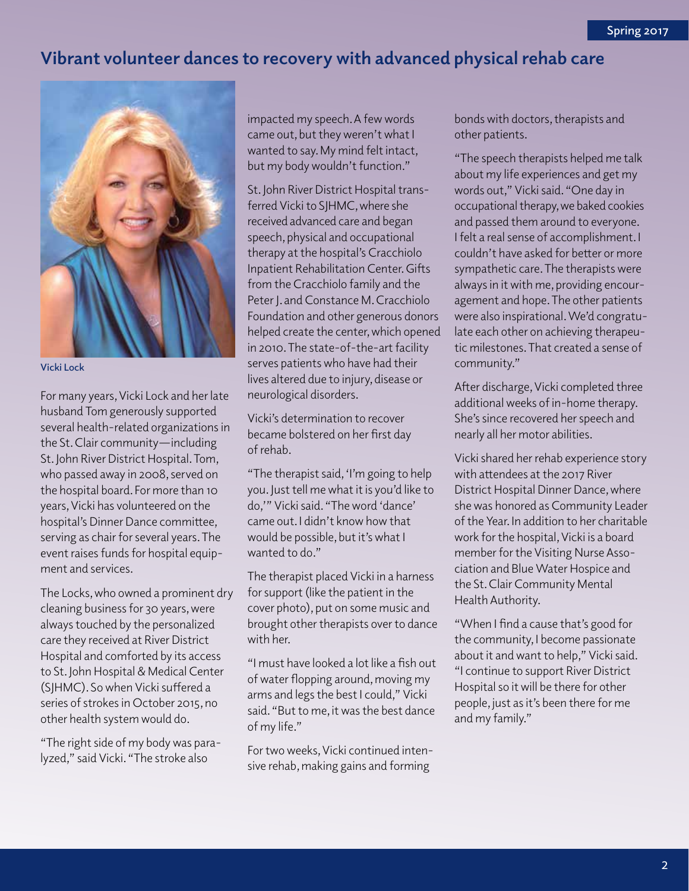## Vibrant volunteer dances to recovery with advanced physical rehab care

Vicki Lock

For many years, Vicki Lock and her late husband Tom generously supported several health-related organizations in the St. Clair community—including St. John River District Hospital. Tom, who passed away in 2008, served on the hospital board. For more than 10 years, Vicki has volunteered on the hospital's Dinner Dance committee, serving as chair for several years. The event raises funds for hospital equipment and services.

The Locks, who owned a prominent dry cleaning business for 30 years, were always touched by the personalized care they received at River District Hospital and comforted by its access to St. John Hospital & Medical Center (SJHMC). So when Vicki suffered a series of strokes in October 2015, no other health system would do.

"The right side of my body was paralyzed," said Vicki. "The stroke also impacted my speech. A few words came out, but they weren't what I wanted to say. My mind felt intact, but my body wouldn't function."

St. John River District Hospital transferred Vicki to SJHMC, where she received advanced care and began speech, physical and occupational therapy at the hospital's Cracchiolo Inpatient Rehabilitation Center. Gifts from the Cracchiolo family and the Peter J. and Constance M. Cracchiolo Foundation and other generous donors helped create the center, which opened in 2010. The state-of-the-art facility serves patients who have had their lives altered due to injury, disease or neurological disorders.

Vicki's determination to recover became bolstered on her first day of rehab.

"The therapist said, 'I'm going to help you. Just tell me what it is you'd like to do,'" Vicki said. "The word 'dance' came out. I didn't know how that would be possible, but it's what I wanted to do."

The therapist placed Vicki in a harness for support (like the patient in the cover photo), put on some music and brought other therapists over to dance with her.

"I must have looked a lot like a fish out of water flopping around, moving my arms and legs the best I could," Vicki said. "But to me, it was the best dance of my life."

For two weeks, Vicki continued intensive rehab, making gains and forming bonds with doctors, therapists and other patients.

"The speech therapists helped me talk about my life experiences and get my words out," Vicki said. "One day in occupational therapy, we baked cookies and passed them around to everyone. I felt a real sense of accomplishment. I couldn't have asked for better or more sympathetic care. The therapists were always in it with me, providing encouragement and hope. The other patients were also inspirational. We'd congratulate each other on achieving therapeutic milestones. That created a sense of community."

After discharge, Vicki completed three additional weeks of in-home therapy. She's since recovered her speech and nearly all her motor abilities.

Vicki shared her rehab experience story with attendees at the 2017 River District Hospital Dinner Dance, where she was honored as Community Leader of the Year. In addition to her charitable work for the hospital, Vicki is a board member for the Visiting Nurse Association and Blue Water Hospice and the St. Clair Community Mental Health Authority.

"When I find a cause that's good for the community, I become passionate about it and want to help," Vicki said. "I continue to support River District Hospital so it will be there for other people, just as it's been there for me and my family."